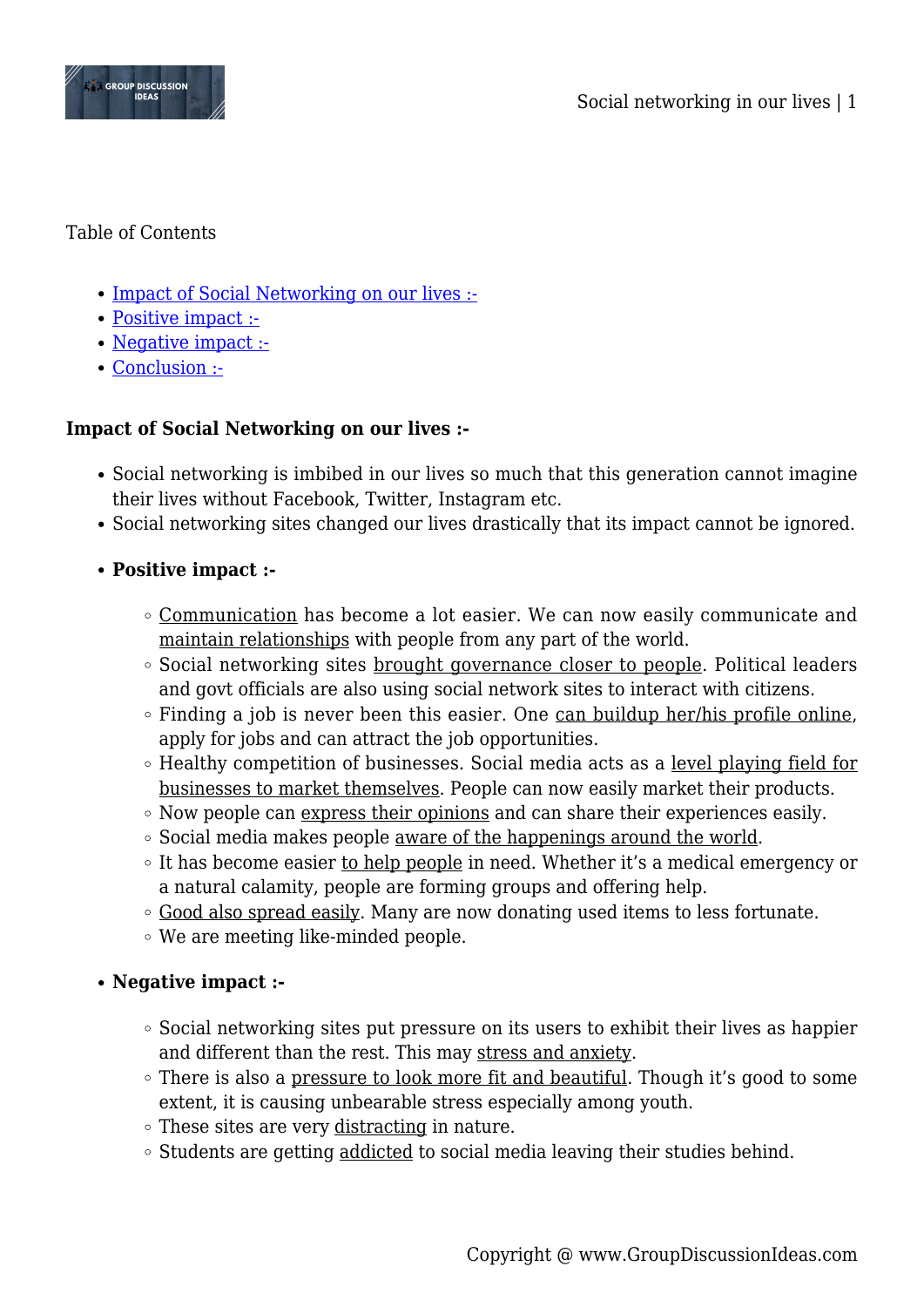Table of Contents

- Impact of Social Networking on our lives :-
- Positive impact :-
- Negative impact :-
- Conclusion :-

**Impact of Social Networking on our lives :-**

- Social networking is imbibed in our lives so much that this generation cannot imagine their lives without Facebook, Twitter, Instagram etc.
- Social networking sites changed our lives drastically that its impact cannot be ignored.

- **Positive impact :-**
  - Communication has become a lot easier. We can now easily communicate and maintain relationships with people from any part of the world.
  - Social networking sites brought governance closer to people. Political leaders and govt officials are also using social network sites to interact with citizens.
  - Finding a job is never been this easier. One can buildup her/his profile online, apply for jobs and can attract the job opportunities.
  - Healthy competition of businesses. Social media acts as a level playing field for businesses to market themselves. People can now easily market their products.
  - Now people can express their opinions and can share their experiences easily.
  - Social media makes people aware of the happenings around the world.
  - It has become easier to help people in need. Whether it's a medical emergency or a natural calamity, people are forming groups and offering help.
  - Good also spread easily. Many are now donating used items to less fortunate.
  - We are meeting like-minded people.

- **Negative impact :-**
  - Social networking sites put pressure on its users to exhibit their lives as happier and different than the rest. This may stress and anxiety.
  - There is also a pressure to look more fit and beautiful. Though it's good to some extent, it is causing unbearable stress especially among youth.
  - These sites are very distracting in nature.
  - Students are getting addicted to social media leaving their studies behind.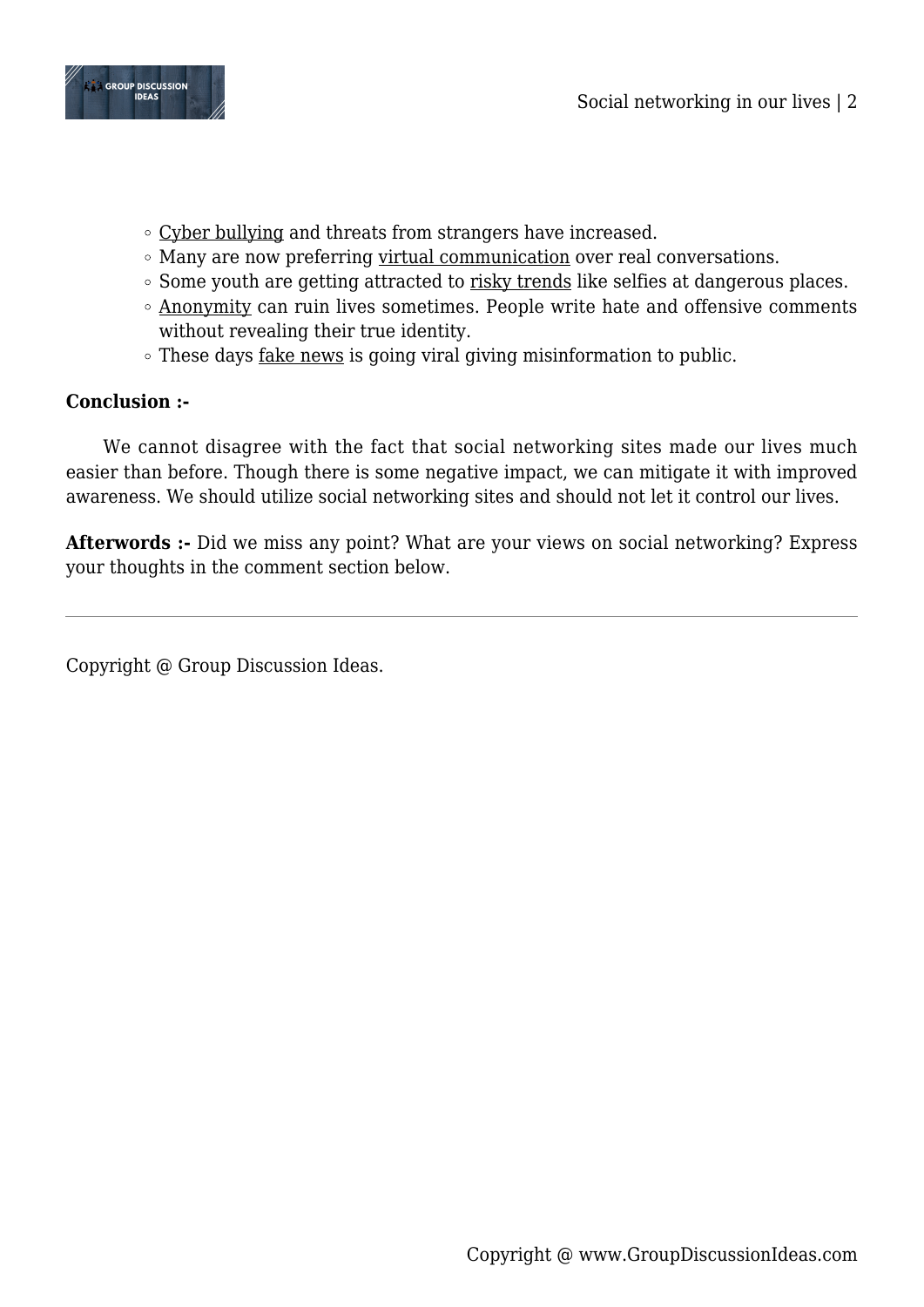- Cyber bullying and threats from strangers have increased.
- Many are now preferring virtual communication over real conversations.
- Some youth are getting attracted to risky trends like selfies at dangerous places.
- Anonymity can ruin lives sometimes. People write hate and offensive comments without revealing their true identity.
- These days fake news is going viral giving misinformation to public.

**Conclusion :-**

We cannot disagree with the fact that social networking sites made our lives much easier than before. Though there is some negative impact, we can mitigate it with improved awareness. We should utilize social networking sites and should not let it control our lives.

**Afterwords :-** Did we miss any point? What are your views on social networking? Express your thoughts in the comment section below.

---

Copyright @ Group Discussion Ideas.